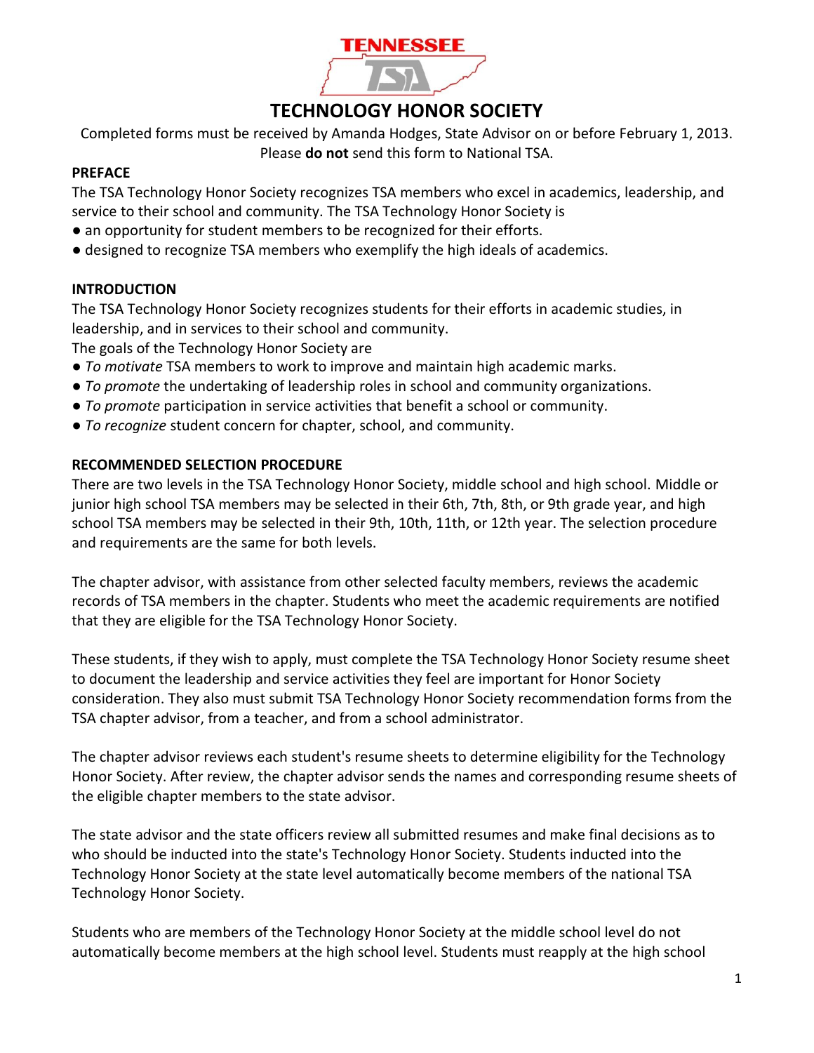# TECHNOLOGY HONOR SOCIETY

Completed forms must be received by Amanda Hodges, State Advisor on or before February 1, 2013. Please **do not** send this form to National TSA.

## PREFACE

The TSA Technology Honor Society recognizes TSA members who excel in academics, leadership, and service to their school and community. The TSA Technology Honor Society is

- an opportunity for student members to be recognized for their efforts.
- designed to recognize TSA members who exemplify the high ideals of academics.

## INTRODUCTION

The TSA Technology Honor Society recognizes students for their efforts in academic studies, in leadership, and in services to their school and community.

The goals of the Technology Honor Society are

- *To motivate* TSA members to work to improve and maintain high academic marks.
- *To promote* the undertaking of leadership roles in school and community organizations.
- *To promote* participation in service activities that benefit a school or community.
- *To recognize* student concern for chapter, school, and community.

## RECOMMENDED SELECTION PROCEDURE

There are two levels in the TSA Technology Honor Society, middle school and high school. Middle or junior high school TSA members may be selected in their 6th, 7th, 8th, or 9th grade year, and high school TSA members may be selected in their 9th, 10th, 11th, or 12th year. The selection procedure and requirements are the same for both levels.

The chapter advisor, with assistance from other selected faculty members, reviews the academic records of TSA members in the chapter. Students who meet the academic requirements are notified that they are eligible for the TSA Technology Honor Society.

These students, if they wish to apply, must complete the TSA Technology Honor Society resume sheet to document the leadership and service activities they feel are important for Honor Society consideration. They also must submit TSA Technology Honor Society recommendation forms from the TSA chapter advisor, from a teacher, and from a school administrator.

The chapter advisor reviews each student's resume sheets to determine eligibility for the Technology Honor Society. After review, the chapter advisor sends the names and corresponding resume sheets of the eligible chapter members to the state advisor.

The state advisor and the state officers review all submitted resumes and make final decisions as to who should be inducted into the state's Technology Honor Society. Students inducted into the Technology Honor Society at the state level automatically become members of the national TSA Technology Honor Society.

Students who are members of the Technology Honor Society at the middle school level do not automatically become members at the high school level. Students must reapply at the high school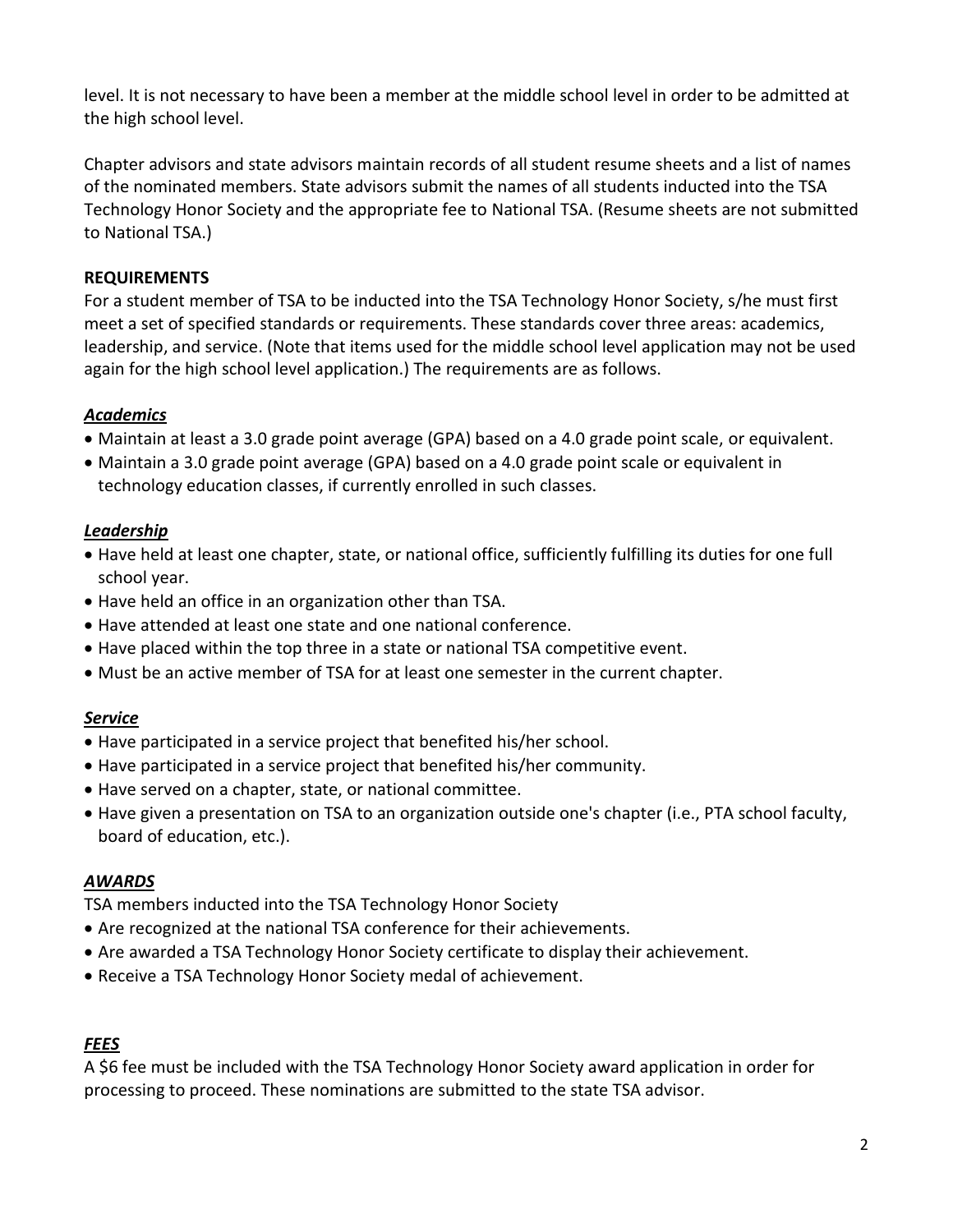level. It is not necessary to have been a member at the middle school level in order to be admitted at the high school level.

Chapter advisors and state advisors maintain records of all student resume sheets and a list of names of the nominated members. State advisors submit the names of all students inducted into the TSA Technology Honor Society and the appropriate fee to National TSA. (Resume sheets are not submitted to National TSA.)

**REQUIREMENTS**

For a student member of TSA to be inducted into the TSA Technology Honor Society, s/he must first meet a set of specified standards or requirements. These standards cover three areas: academics, leadership, and service. (Note that items used for the middle school level application may not be used again for the high school level application.) The requirements are as follows.

***Academics***

- Maintain at least a 3.0 grade point average (GPA) based on a 4.0 grade point scale, or equivalent.
- Maintain a 3.0 grade point average (GPA) based on a 4.0 grade point scale or equivalent in technology education classes, if currently enrolled in such classes.

***Leadership***

- Have held at least one chapter, state, or national office, sufficiently fulfilling its duties for one full school year.
- Have held an office in an organization other than TSA.
- Have attended at least one state and one national conference.
- Have placed within the top three in a state or national TSA competitive event.
- Must be an active member of TSA for at least one semester in the current chapter.

***Service***

- Have participated in a service project that benefited his/her school.
- Have participated in a service project that benefited his/her community.
- Have served on a chapter, state, or national committee.
- Have given a presentation on TSA to an organization outside one's chapter (i.e., PTA school faculty, board of education, etc.).

***AWARDS***

TSA members inducted into the TSA Technology Honor Society

- Are recognized at the national TSA conference for their achievements.
- Are awarded a TSA Technology Honor Society certificate to display their achievement.
- Receive a TSA Technology Honor Society medal of achievement.

***FEES***

A $6 fee must be included with the TSA Technology Honor Society award application in order for processing to proceed. These nominations are submitted to the state TSA advisor.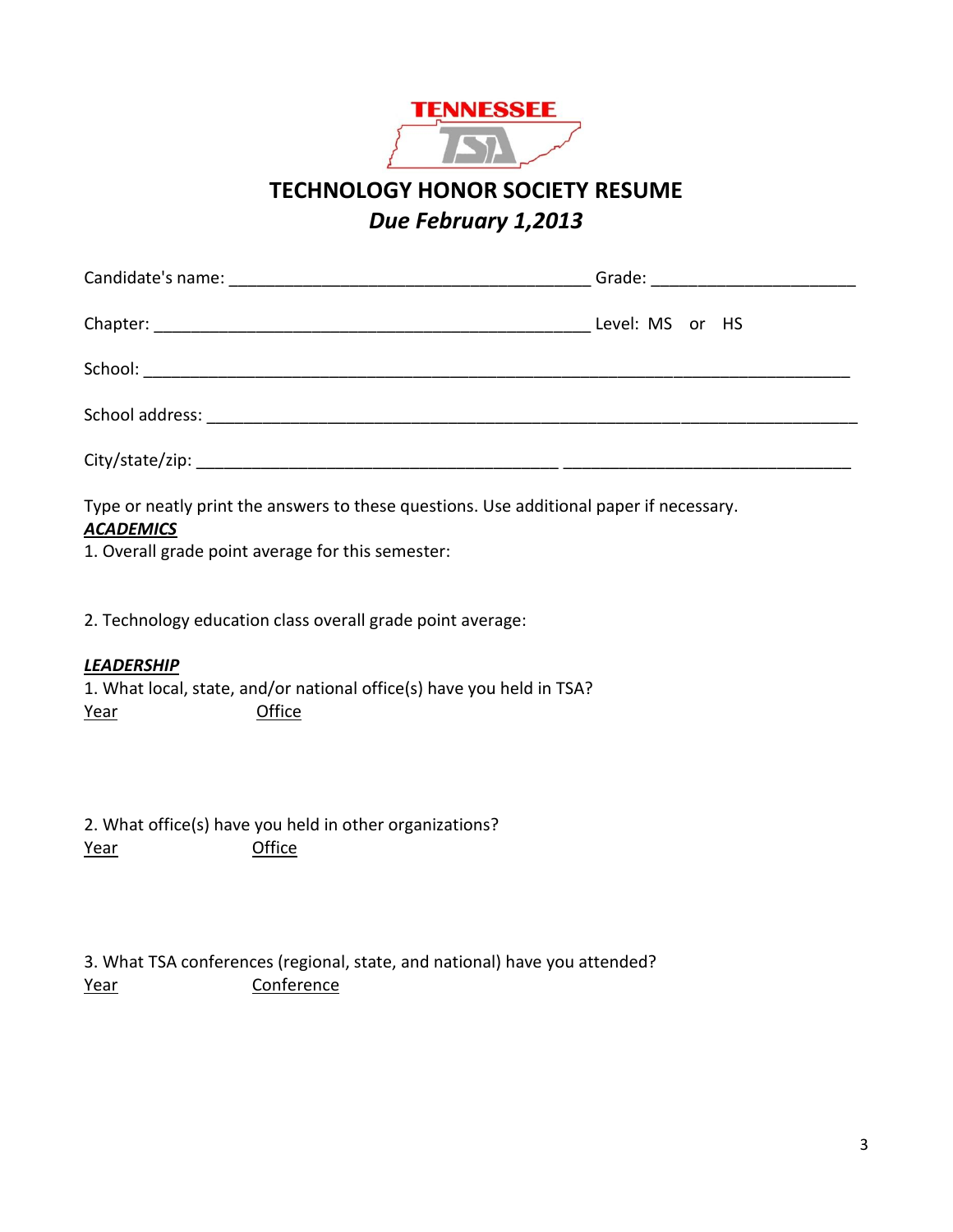TENNESSEE TSA

# TECHNOLOGY HONOR SOCIETY RESUME

## *Due February 1,2013*

Candidate's name: ______________________________________ Grade: _____________________

Chapter: _______________________________________________ Level: MS or HS

School: ___________________________________________________________________________

School address: _____________________________________________________________________

City/state/zip: ______________________________________ ______________________________

Type or neatly print the answers to these questions. Use additional paper if necessary.

***ACADEMICS***

1. Overall grade point average for this semester:

2. Technology education class overall grade point average:

***LEADERSHIP***

1. What local, state, and/or national office(s) have you held in TSA?

<u>Year</u> <u>Office</u>

2. What office(s) have you held in other organizations?

<u>Year</u> <u>Office</u>

3. What TSA conferences (regional, state, and national) have you attended?

<u>Year</u> <u>Conference</u>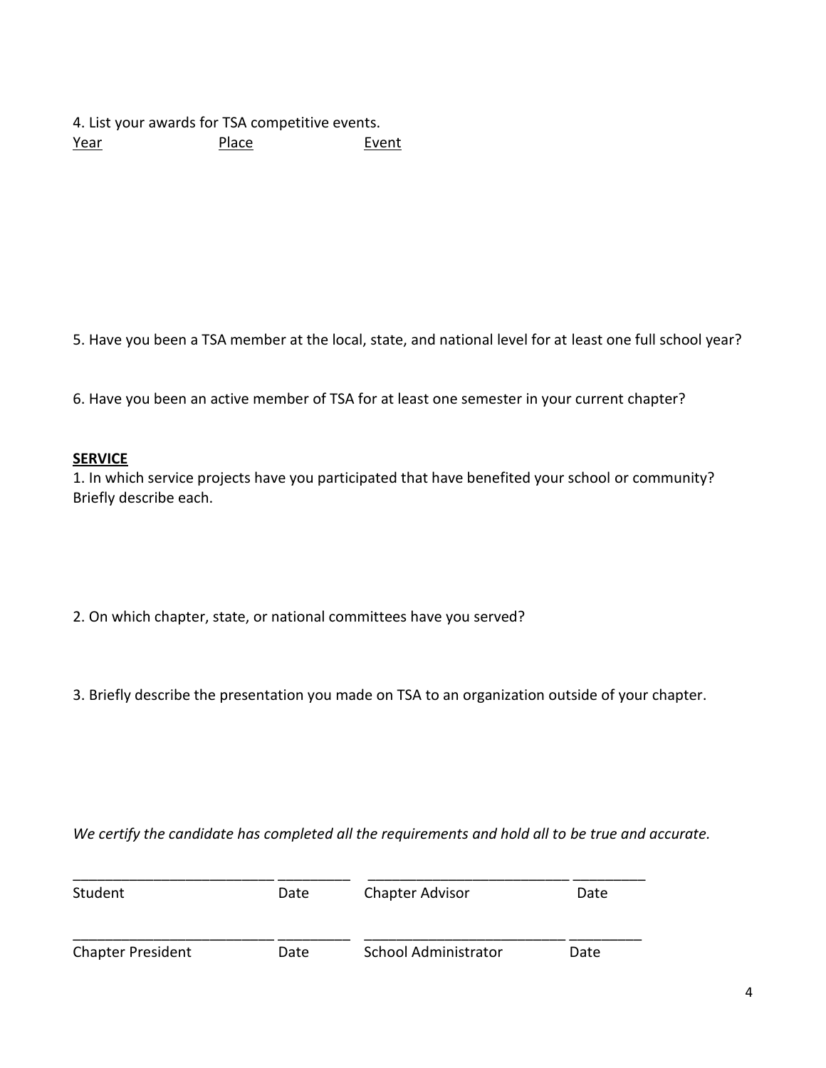4. List your awards for TSA competitive events.

<u>Year</u> <u>Place</u> <u>Event</u>

5. Have you been a TSA member at the local, state, and national level for at least one full school year?

6. Have you been an active member of TSA for at least one semester in your current chapter?

**<u>SERVICE</u>**

1. In which service projects have you participated that have benefited your school or community? Briefly describe each.

2. On which chapter, state, or national committees have you served?

3. Briefly describe the presentation you made on TSA to an organization outside of your chapter.

*We certify the candidate has completed all the requirements and hold all to be true and accurate.*

| | | | |
|---|---|---|---|
| _________________________ | _________ | _________________________ | _________ |
| Student | Date | Chapter Advisor | Date |
| _________________________ | _________ | _________________________ | _________ |
| Chapter President | Date | School Administrator | Date |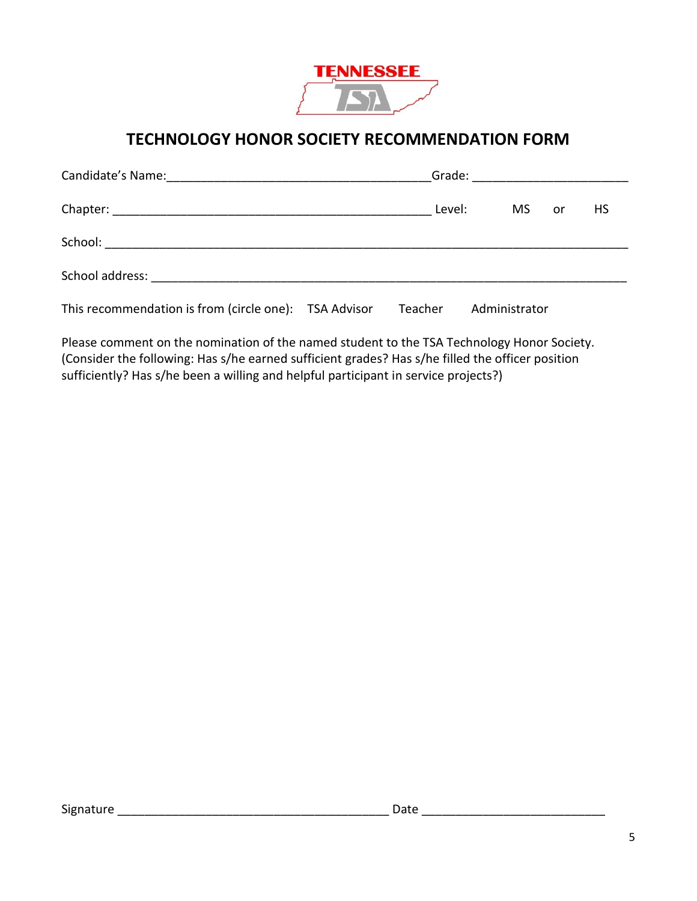TENNESSEE TSA

# TECHNOLOGY HONOR SOCIETY RECOMMENDATION FORM

Candidate's Name:_______________________________________Grade: _______________________

Chapter: ________________________________________________ Level: MS or HS

School: ______________________________________________________________________________

School address: _______________________________________________________________________

This recommendation is from (circle one): TSA Advisor Teacher Administrator

Please comment on the nomination of the named student to the TSA Technology Honor Society. (Consider the following: Has s/he earned sufficient grades? Has s/he filled the officer position sufficiently? Has s/he been a willing and helpful participant in service projects?)

Signature _________________________________________ Date ___________________________